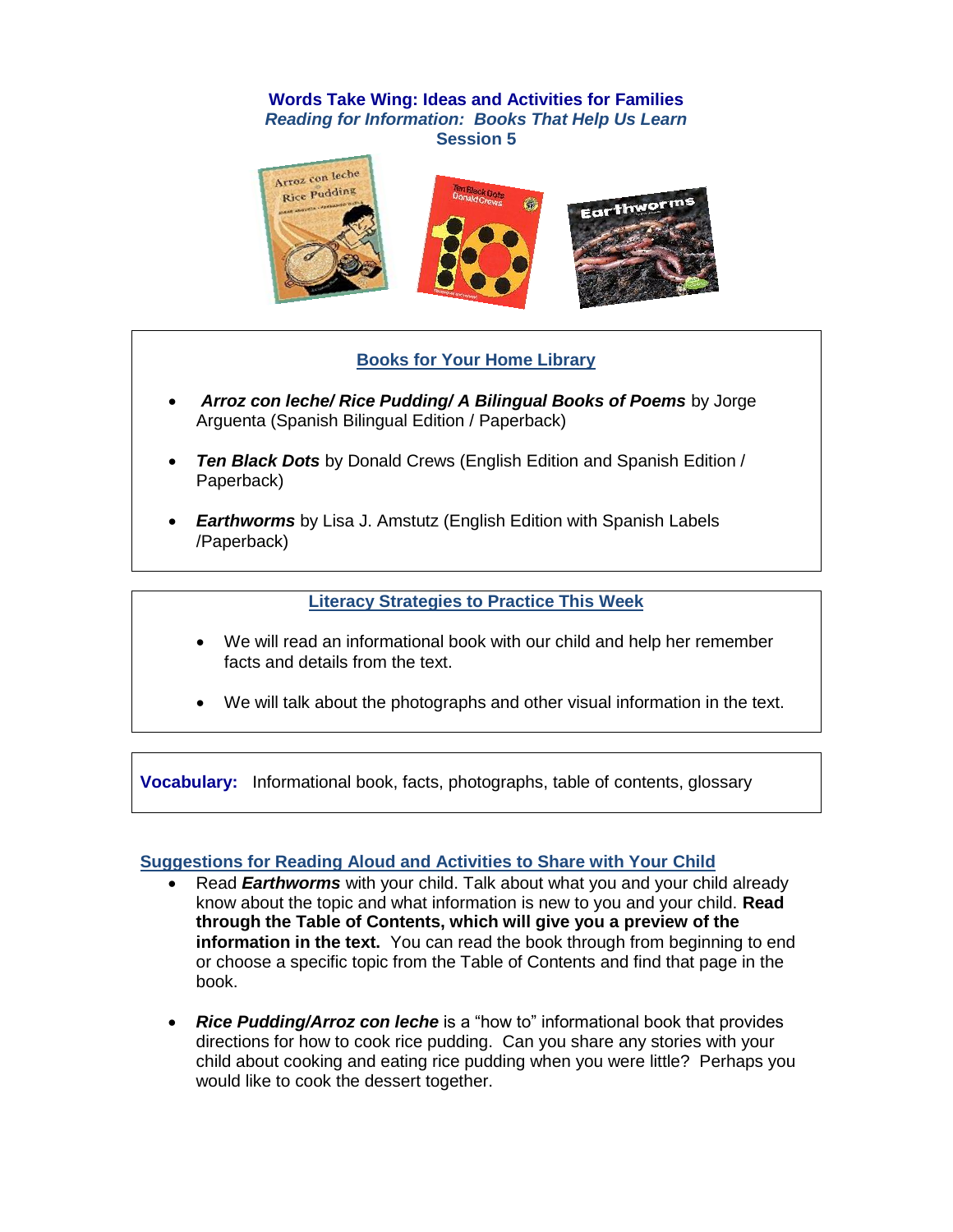# Words Take Wing: Ideas and Activities for Families

## *Reading for Information: Books That Help Us Learn*

### Session 5

## Books for Your Home Library

- ***Arroz con leche/ Rice Pudding/ A Bilingual Books of Poems*** by Jorge Arguenta (Spanish Bilingual Edition / Paperback)
- ***Ten Black Dots*** by Donald Crews (English Edition and Spanish Edition / Paperback)
- ***Earthworms*** by Lisa J. Amstutz (English Edition with Spanish Labels /Paperback)

## Literacy Strategies to Practice This Week

- We will read an informational book with our child and help her remember facts and details from the text.
- We will talk about the photographs and other visual information in the text.

**Vocabulary:** Informational book, facts, photographs, table of contents, glossary

## Suggestions for Reading Aloud and Activities to Share with Your Child

- Read ***Earthworms*** with your child. Talk about what you and your child already know about the topic and what information is new to you and your child. **Read through the Table of Contents, which will give you a preview of the information in the text.** You can read the book through from beginning to end or choose a specific topic from the Table of Contents and find that page in the book.
- ***Rice Pudding/Arroz con leche*** is a "how to" informational book that provides directions for how to cook rice pudding. Can you share any stories with your child about cooking and eating rice pudding when you were little? Perhaps you would like to cook the dessert together.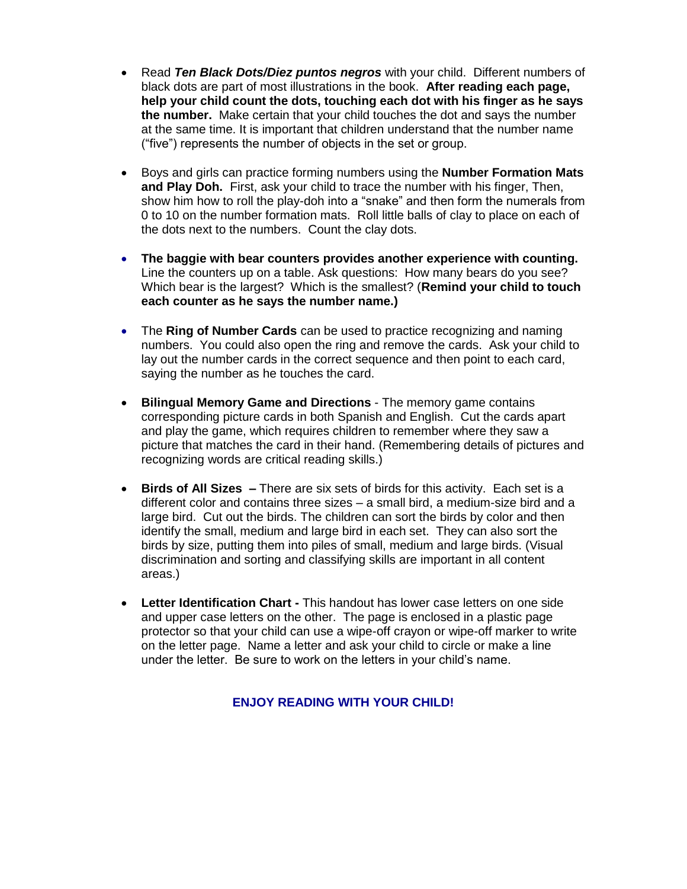- Read ***Ten Black Dots/Diez puntos negros*** with your child. Different numbers of black dots are part of most illustrations in the book. **After reading each page, help your child count the dots, touching each dot with his finger as he says the number.** Make certain that your child touches the dot and says the number at the same time. It is important that children understand that the number name ("five") represents the number of objects in the set or group.

- Boys and girls can practice forming numbers using the **Number Formation Mats and Play Doh.** First, ask your child to trace the number with his finger, Then, show him how to roll the play-doh into a "snake" and then form the numerals from 0 to 10 on the number formation mats. Roll little balls of clay to place on each of the dots next to the numbers. Count the clay dots.

- **The baggie with bear counters provides another experience with counting.** Line the counters up on a table. Ask questions: How many bears do you see? Which bear is the largest? Which is the smallest? (**Remind your child to touch each counter as he says the number name.)**

- The **Ring of Number Cards** can be used to practice recognizing and naming numbers. You could also open the ring and remove the cards. Ask your child to lay out the number cards in the correct sequence and then point to each card, saying the number as he touches the card.

- **Bilingual Memory Game and Directions** - The memory game contains corresponding picture cards in both Spanish and English. Cut the cards apart and play the game, which requires children to remember where they saw a picture that matches the card in their hand. (Remembering details of pictures and recognizing words are critical reading skills.)

- **Birds of All Sizes –** There are six sets of birds for this activity. Each set is a different color and contains three sizes – a small bird, a medium-size bird and a large bird. Cut out the birds. The children can sort the birds by color and then identify the small, medium and large bird in each set. They can also sort the birds by size, putting them into piles of small, medium and large birds. (Visual discrimination and sorting and classifying skills are important in all content areas.)

- **Letter Identification Chart -** This handout has lower case letters on one side and upper case letters on the other. The page is enclosed in a plastic page protector so that your child can use a wipe-off crayon or wipe-off marker to write on the letter page. Name a letter and ask your child to circle or make a line under the letter. Be sure to work on the letters in your child's name.

**ENJOY READING WITH YOUR CHILD!**